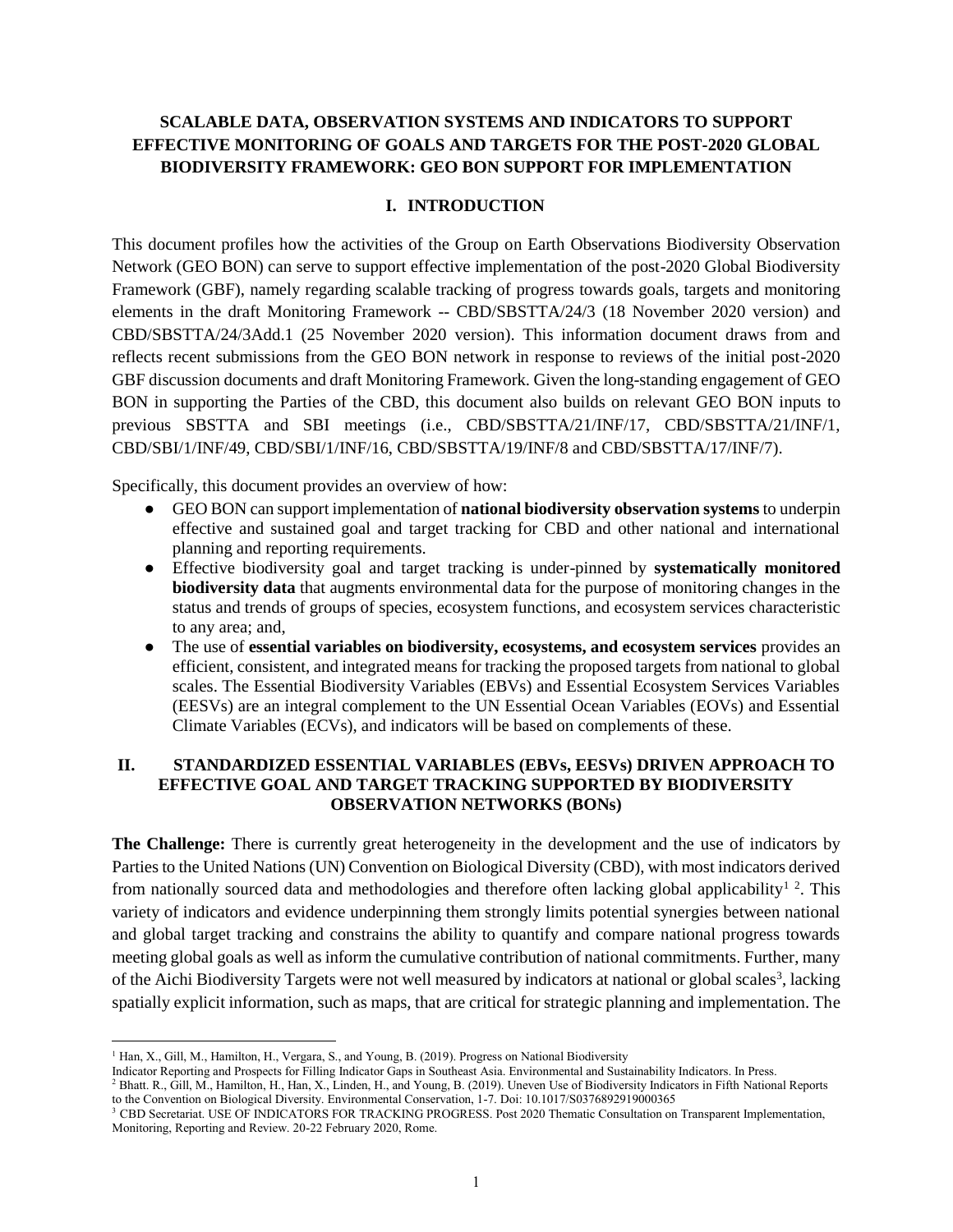# SCALABLE DATA, OBSERVATION SYSTEMS AND INDICATORS TO SUPPORT EFFECTIVE MONITORING OF GOALS AND TARGETS FOR THE POST-2020 GLOBAL BIODIVERSITY FRAMEWORK: GEO BON SUPPORT FOR IMPLEMENTATION

## I. INTRODUCTION

This document profiles how the activities of the Group on Earth Observations Biodiversity Observation Network (GEO BON) can serve to support effective implementation of the post-2020 Global Biodiversity Framework (GBF), namely regarding scalable tracking of progress towards goals, targets and monitoring elements in the draft Monitoring Framework -- CBD/SBSTTA/24/3 (18 November 2020 version) and CBD/SBSTTA/24/3Add.1 (25 November 2020 version). This information document draws from and reflects recent submissions from the GEO BON network in response to reviews of the initial post-2020 GBF discussion documents and draft Monitoring Framework. Given the long-standing engagement of GEO BON in supporting the Parties of the CBD, this document also builds on relevant GEO BON inputs to previous SBSTTA and SBI meetings (i.e., CBD/SBSTTA/21/INF/17, CBD/SBSTTA/21/INF/1, CBD/SBI/1/INF/49, CBD/SBI/1/INF/16, CBD/SBSTTA/19/INF/8 and CBD/SBSTTA/17/INF/7).

Specifically, this document provides an overview of how:

- GEO BON can support implementation of **national biodiversity observation systems** to underpin effective and sustained goal and target tracking for CBD and other national and international planning and reporting requirements.
- Effective biodiversity goal and target tracking is under-pinned by **systematically monitored biodiversity data** that augments environmental data for the purpose of monitoring changes in the status and trends of groups of species, ecosystem functions, and ecosystem services characteristic to any area; and,
- The use of **essential variables on biodiversity, ecosystems, and ecosystem services** provides an efficient, consistent, and integrated means for tracking the proposed targets from national to global scales. The Essential Biodiversity Variables (EBVs) and Essential Ecosystem Services Variables (EESVs) are an integral complement to the UN Essential Ocean Variables (EOVs) and Essential Climate Variables (ECVs), and indicators will be based on complements of these.

## II. STANDARDIZED ESSENTIAL VARIABLES (EBVs, EESVs) DRIVEN APPROACH TO EFFECTIVE GOAL AND TARGET TRACKING SUPPORTED BY BIODIVERSITY OBSERVATION NETWORKS (BONs)

**The Challenge:** There is currently great heterogeneity in the development and the use of indicators by Parties to the United Nations (UN) Convention on Biological Diversity (CBD), with most indicators derived from nationally sourced data and methodologies and therefore often lacking global applicability[1 2]. This variety of indicators and evidence underpinning them strongly limits potential synergies between national and global target tracking and constrains the ability to quantify and compare national progress towards meeting global goals as well as inform the cumulative contribution of national commitments. Further, many of the Aichi Biodiversity Targets were not well measured by indicators at national or global scales[3], lacking spatially explicit information, such as maps, that are critical for strategic planning and implementation. The

---

[1] Han, X., Gill, M., Hamilton, H., Vergara, S., and Young, B. (2019). Progress on National Biodiversity Indicator Reporting and Prospects for Filling Indicator Gaps in Southeast Asia. Environmental and Sustainability Indicators. In Press.

[2] Bhatt. R., Gill, M., Hamilton, H., Han, X., Linden, H., and Young, B. (2019). Uneven Use of Biodiversity Indicators in Fifth National Reports to the Convention on Biological Diversity. Environmental Conservation, 1-7. Doi: 10.1017/S0376892919000365

[3] CBD Secretariat. USE OF INDICATORS FOR TRACKING PROGRESS. Post 2020 Thematic Consultation on Transparent Implementation, Monitoring, Reporting and Review. 20-22 February 2020, Rome.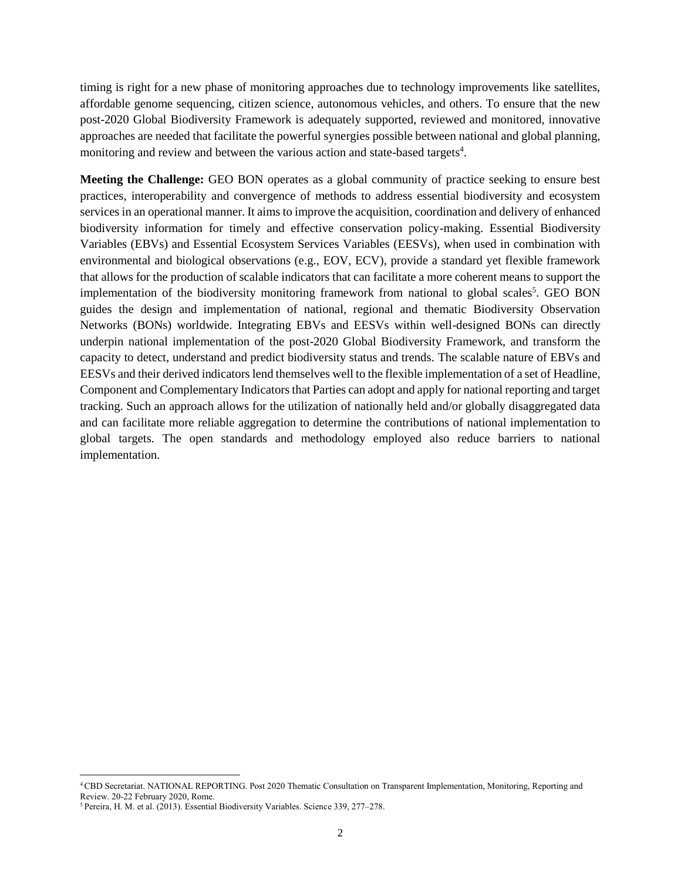timing is right for a new phase of monitoring approaches due to technology improvements like satellites, affordable genome sequencing, citizen science, autonomous vehicles, and others. To ensure that the new post-2020 Global Biodiversity Framework is adequately supported, reviewed and monitored, innovative approaches are needed that facilitate the powerful synergies possible between national and global planning, monitoring and review and between the various action and state-based targets[4].

**Meeting the Challenge:** GEO BON operates as a global community of practice seeking to ensure best practices, interoperability and convergence of methods to address essential biodiversity and ecosystem services in an operational manner. It aims to improve the acquisition, coordination and delivery of enhanced biodiversity information for timely and effective conservation policy-making. Essential Biodiversity Variables (EBVs) and Essential Ecosystem Services Variables (EESVs), when used in combination with environmental and biological observations (e.g., EOV, ECV), provide a standard yet flexible framework that allows for the production of scalable indicators that can facilitate a more coherent means to support the implementation of the biodiversity monitoring framework from national to global scales[5]. GEO BON guides the design and implementation of national, regional and thematic Biodiversity Observation Networks (BONs) worldwide. Integrating EBVs and EESVs within well-designed BONs can directly underpin national implementation of the post-2020 Global Biodiversity Framework, and transform the capacity to detect, understand and predict biodiversity status and trends. The scalable nature of EBVs and EESVs and their derived indicators lend themselves well to the flexible implementation of a set of Headline, Component and Complementary Indicators that Parties can adopt and apply for national reporting and target tracking. Such an approach allows for the utilization of nationally held and/or globally disaggregated data and can facilitate more reliable aggregation to determine the contributions of national implementation to global targets. The open standards and methodology employed also reduce barriers to national implementation.

---

[4] CBD Secretariat. NATIONAL REPORTING. Post 2020 Thematic Consultation on Transparent Implementation, Monitoring, Reporting and Review. 20-22 February 2020, Rome.

[5] Pereira, H. M. et al. (2013). Essential Biodiversity Variables. Science 339, 277–278.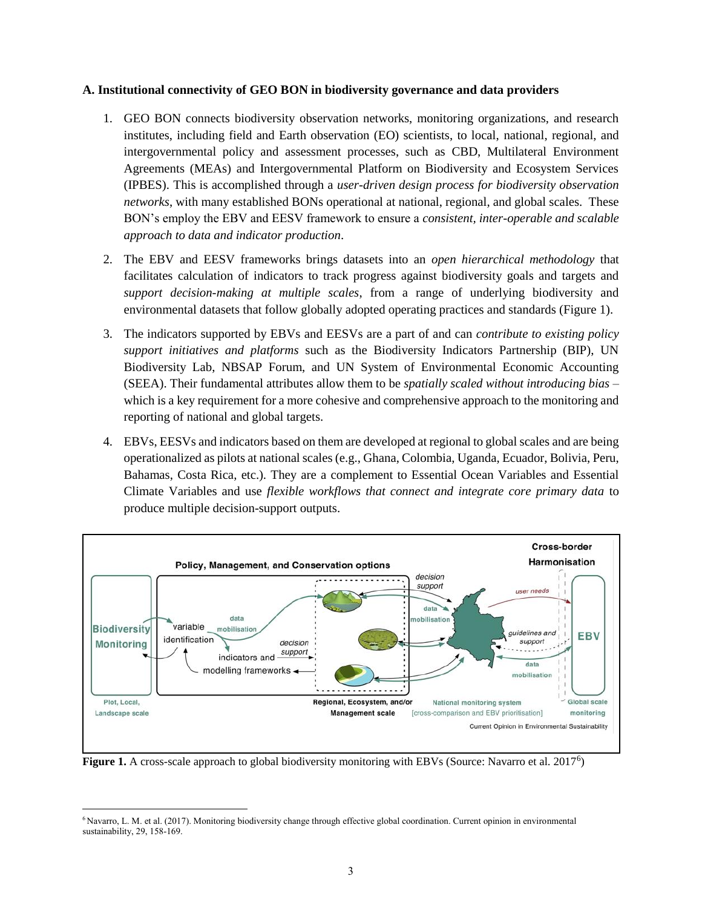### A. Institutional connectivity of GEO BON in biodiversity governance and data providers

1. GEO BON connects biodiversity observation networks, monitoring organizations, and research institutes, including field and Earth observation (EO) scientists, to local, national, regional, and intergovernmental policy and assessment processes, such as CBD, Multilateral Environment Agreements (MEAs) and Intergovernmental Platform on Biodiversity and Ecosystem Services (IPBES). This is accomplished through a *user-driven design process for biodiversity observation networks*, with many established BONs operational at national, regional, and global scales. These BON's employ the EBV and EESV framework to ensure a *consistent, inter-operable and scalable approach to data and indicator production*.

2. The EBV and EESV frameworks brings datasets into an *open hierarchical methodology* that facilitates calculation of indicators to track progress against biodiversity goals and targets and *support decision-making at multiple scales*, from a range of underlying biodiversity and environmental datasets that follow globally adopted operating practices and standards (Figure 1).

3. The indicators supported by EBVs and EESVs are a part of and can *contribute to existing policy support initiatives and platforms* such as the Biodiversity Indicators Partnership (BIP), UN Biodiversity Lab, NBSAP Forum, and UN System of Environmental Economic Accounting (SEEA). Their fundamental attributes allow them to be *spatially scaled without introducing bias* – which is a key requirement for a more cohesive and comprehensive approach to the monitoring and reporting of national and global targets.

4. EBVs, EESVs and indicators based on them are developed at regional to global scales and are being operationalized as pilots at national scales (e.g., Ghana, Colombia, Uganda, Ecuador, Bolivia, Peru, Bahamas, Costa Rica, etc.). They are a complement to Essential Ocean Variables and Essential Climate Variables and use *flexible workflows that connect and integrate core primary data* to produce multiple decision-support outputs.

**Figure 1.** A cross-scale approach to global biodiversity monitoring with EBVs (Source: Navarro et al. 2017[6])

[6] Navarro, L. M. et al. (2017). Monitoring biodiversity change through effective global coordination. Current opinion in environmental sustainability, 29, 158-169.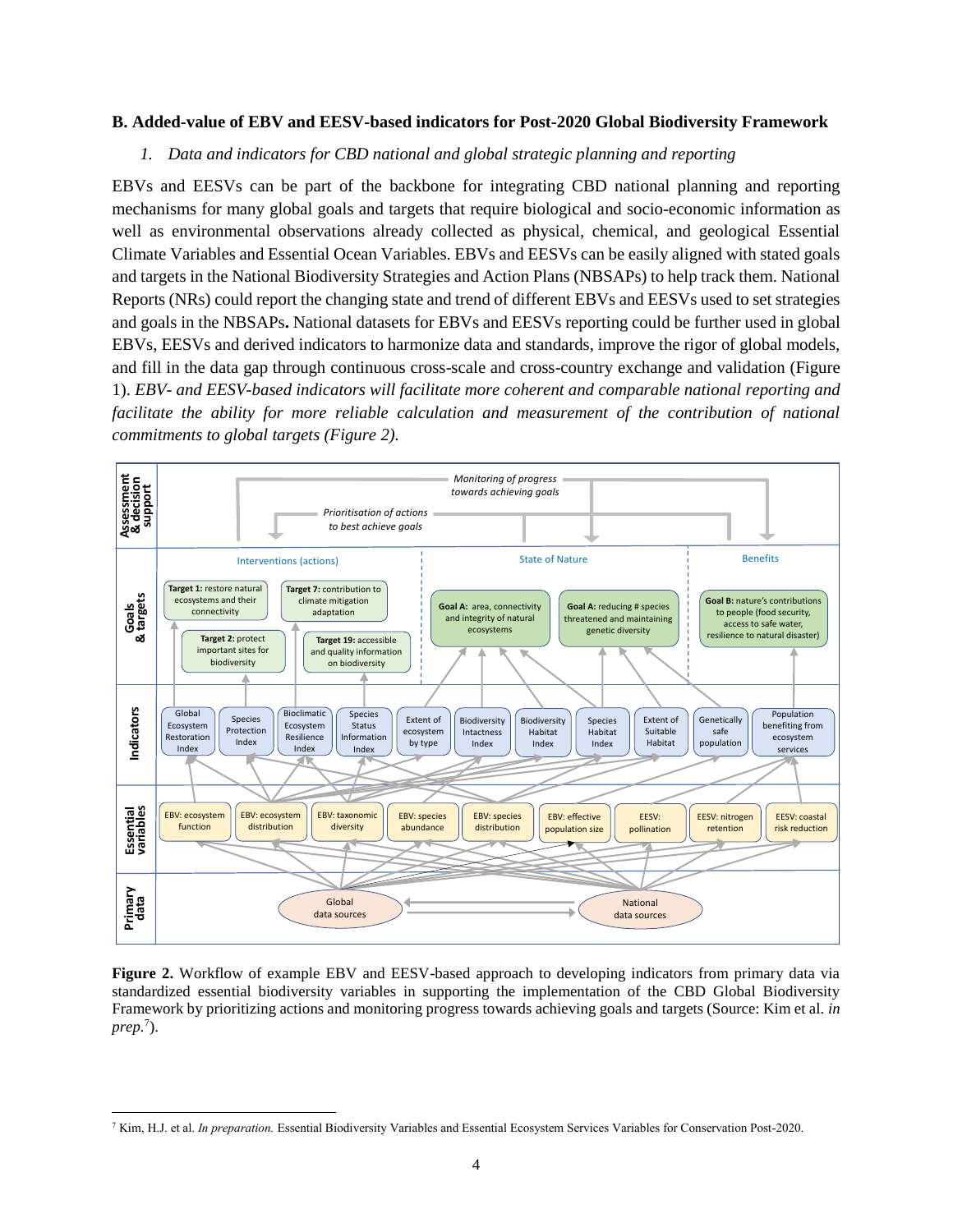## B. Added-value of EBV and EESV-based indicators for Post-2020 Global Biodiversity Framework

### 1. *Data and indicators for CBD national and global strategic planning and reporting*

EBVs and EESVs can be part of the backbone for integrating CBD national planning and reporting mechanisms for many global goals and targets that require biological and socio-economic information as well as environmental observations already collected as physical, chemical, and geological Essential Climate Variables and Essential Ocean Variables. EBVs and EESVs can be easily aligned with stated goals and targets in the National Biodiversity Strategies and Action Plans (NBSAPs) to help track them. National Reports (NRs) could report the changing state and trend of different EBVs and EESVs used to set strategies and goals in the NBSAPs**.** National datasets for EBVs and EESVs reporting could be further used in global EBVs, EESVs and derived indicators to harmonize data and standards, improve the rigor of global models, and fill in the data gap through continuous cross-scale and cross-country exchange and validation (Figure 1). *EBV- and EESV-based indicators will facilitate more coherent and comparable national reporting and facilitate the ability for more reliable calculation and measurement of the contribution of national commitments to global targets (Figure 2).*

**Figure 2.** Workflow of example EBV and EESV-based approach to developing indicators from primary data via standardized essential biodiversity variables in supporting the implementation of the CBD Global Biodiversity Framework by prioritizing actions and monitoring progress towards achieving goals and targets (Source: Kim et al. *in prep.*[7]).

[7] Kim, H.J. et al. *In preparation.* Essential Biodiversity Variables and Essential Ecosystem Services Variables for Conservation Post-2020.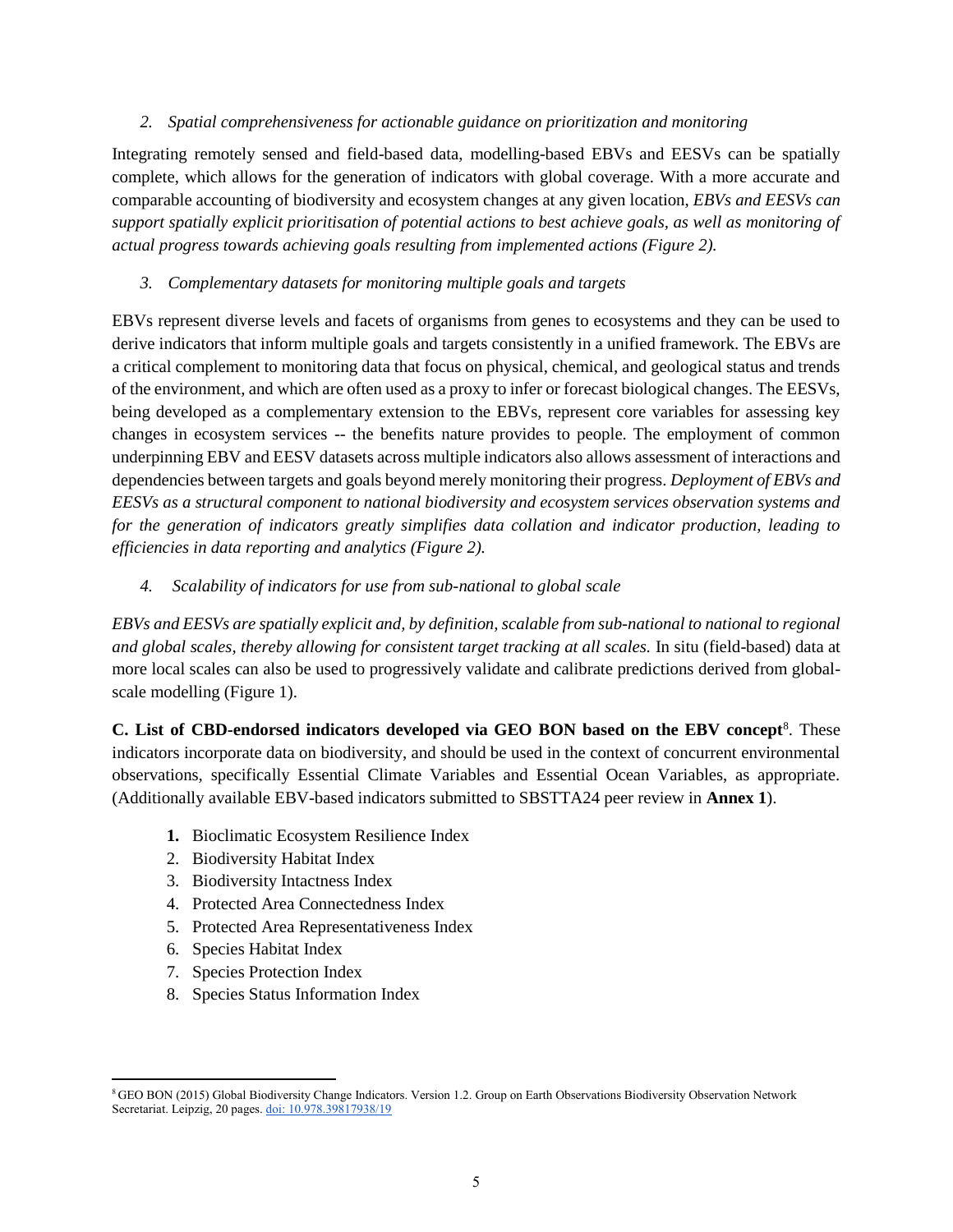*2. Spatial comprehensiveness for actionable guidance on prioritization and monitoring*

Integrating remotely sensed and field-based data, modelling-based EBVs and EESVs can be spatially complete, which allows for the generation of indicators with global coverage. With a more accurate and comparable accounting of biodiversity and ecosystem changes at any given location, *EBVs and EESVs can support spatially explicit prioritisation of potential actions to best achieve goals, as well as monitoring of actual progress towards achieving goals resulting from implemented actions (Figure 2).*

*3. Complementary datasets for monitoring multiple goals and targets*

EBVs represent diverse levels and facets of organisms from genes to ecosystems and they can be used to derive indicators that inform multiple goals and targets consistently in a unified framework. The EBVs are a critical complement to monitoring data that focus on physical, chemical, and geological status and trends of the environment, and which are often used as a proxy to infer or forecast biological changes. The EESVs, being developed as a complementary extension to the EBVs, represent core variables for assessing key changes in ecosystem services -- the benefits nature provides to people. The employment of common underpinning EBV and EESV datasets across multiple indicators also allows assessment of interactions and dependencies between targets and goals beyond merely monitoring their progress. *Deployment of EBVs and EESVs as a structural component to national biodiversity and ecosystem services observation systems and for the generation of indicators greatly simplifies data collation and indicator production, leading to efficiencies in data reporting and analytics (Figure 2).*

*4. Scalability of indicators for use from sub-national to global scale*

*EBVs and EESVs are spatially explicit and, by definition, scalable from sub-national to national to regional and global scales, thereby allowing for consistent target tracking at all scales.* In situ (field-based) data at more local scales can also be used to progressively validate and calibrate predictions derived from global-scale modelling (Figure 1).

**C. List of CBD-endorsed indicators developed via GEO BON based on the EBV concept**[8]. These indicators incorporate data on biodiversity, and should be used in the context of concurrent environmental observations, specifically Essential Climate Variables and Essential Ocean Variables, as appropriate. (Additionally available EBV-based indicators submitted to SBSTTA24 peer review in **Annex 1**).

1. Bioclimatic Ecosystem Resilience Index
2. Biodiversity Habitat Index
3. Biodiversity Intactness Index
4. Protected Area Connectedness Index
5. Protected Area Representativeness Index
6. Species Habitat Index
7. Species Protection Index
8. Species Status Information Index

[8] GEO BON (2015) Global Biodiversity Change Indicators. Version 1.2. Group on Earth Observations Biodiversity Observation Network Secretariat. Leipzig, 20 pages. doi: 10.978.39817938/19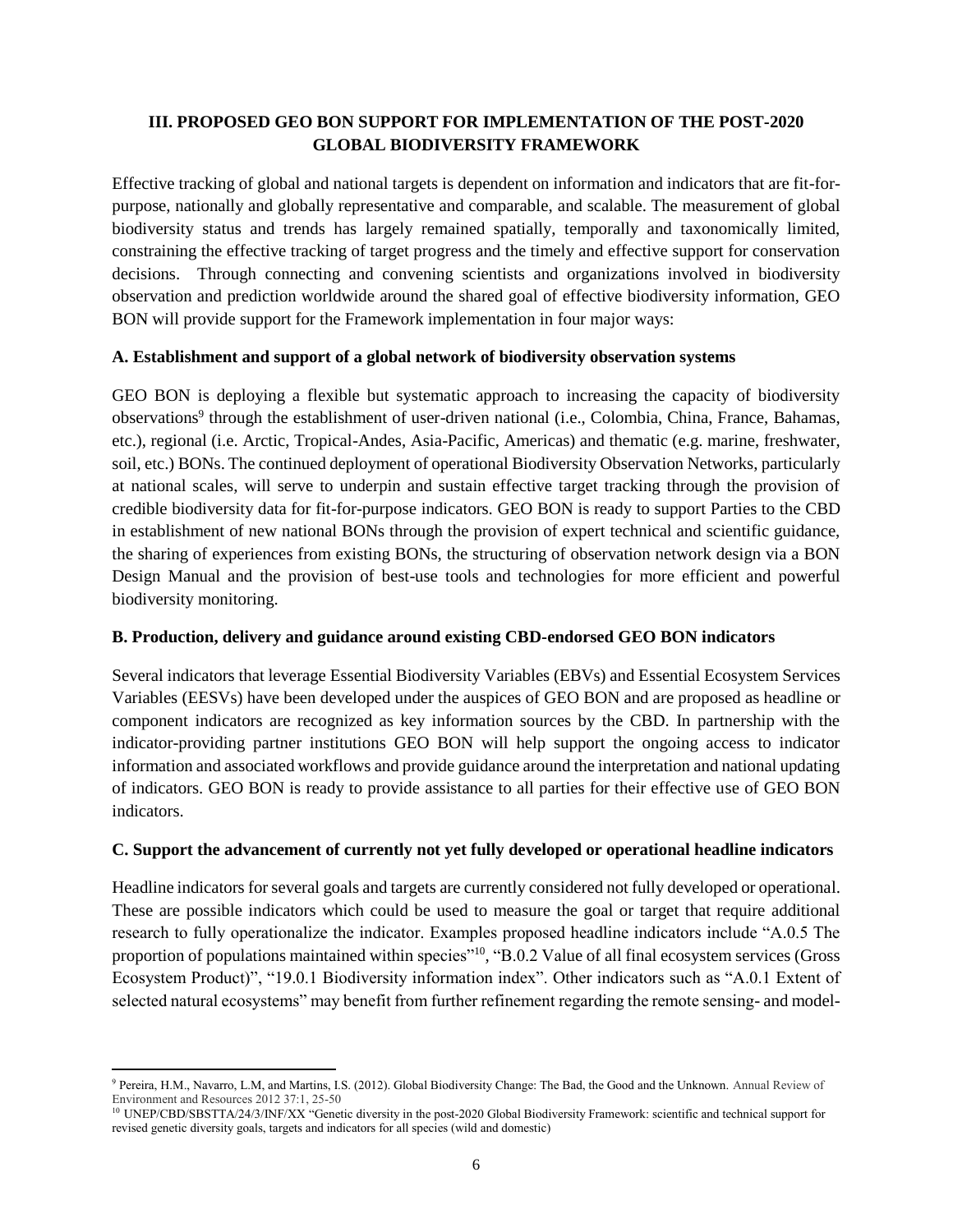## III. PROPOSED GEO BON SUPPORT FOR IMPLEMENTATION OF THE POST-2020 GLOBAL BIODIVERSITY FRAMEWORK

Effective tracking of global and national targets is dependent on information and indicators that are fit-for-purpose, nationally and globally representative and comparable, and scalable. The measurement of global biodiversity status and trends has largely remained spatially, temporally and taxonomically limited, constraining the effective tracking of target progress and the timely and effective support for conservation decisions. Through connecting and convening scientists and organizations involved in biodiversity observation and prediction worldwide around the shared goal of effective biodiversity information, GEO BON will provide support for the Framework implementation in four major ways:

### A. Establishment and support of a global network of biodiversity observation systems

GEO BON is deploying a flexible but systematic approach to increasing the capacity of biodiversity observations[9] through the establishment of user-driven national (i.e., Colombia, China, France, Bahamas, etc.), regional (i.e. Arctic, Tropical-Andes, Asia-Pacific, Americas) and thematic (e.g. marine, freshwater, soil, etc.) BONs. The continued deployment of operational Biodiversity Observation Networks, particularly at national scales, will serve to underpin and sustain effective target tracking through the provision of credible biodiversity data for fit-for-purpose indicators. GEO BON is ready to support Parties to the CBD in establishment of new national BONs through the provision of expert technical and scientific guidance, the sharing of experiences from existing BONs, the structuring of observation network design via a BON Design Manual and the provision of best-use tools and technologies for more efficient and powerful biodiversity monitoring.

### B. Production, delivery and guidance around existing CBD-endorsed GEO BON indicators

Several indicators that leverage Essential Biodiversity Variables (EBVs) and Essential Ecosystem Services Variables (EESVs) have been developed under the auspices of GEO BON and are proposed as headline or component indicators are recognized as key information sources by the CBD. In partnership with the indicator-providing partner institutions GEO BON will help support the ongoing access to indicator information and associated workflows and provide guidance around the interpretation and national updating of indicators. GEO BON is ready to provide assistance to all parties for their effective use of GEO BON indicators.

### C. Support the advancement of currently not yet fully developed or operational headline indicators

Headline indicators for several goals and targets are currently considered not fully developed or operational. These are possible indicators which could be used to measure the goal or target that require additional research to fully operationalize the indicator. Examples proposed headline indicators include "A.0.5 The proportion of populations maintained within species"[10], "B.0.2 Value of all final ecosystem services (Gross Ecosystem Product)", "19.0.1 Biodiversity information index". Other indicators such as "A.0.1 Extent of selected natural ecosystems" may benefit from further refinement regarding the remote sensing- and model-

---

[9] Pereira, H.M., Navarro, L.M, and Martins, I.S. (2012). Global Biodiversity Change: The Bad, the Good and the Unknown. Annual Review of Environment and Resources 2012 37:1, 25-50

[10] UNEP/CBD/SBSTTA/24/3/INF/XX "Genetic diversity in the post-2020 Global Biodiversity Framework: scientific and technical support for revised genetic diversity goals, targets and indicators for all species (wild and domestic)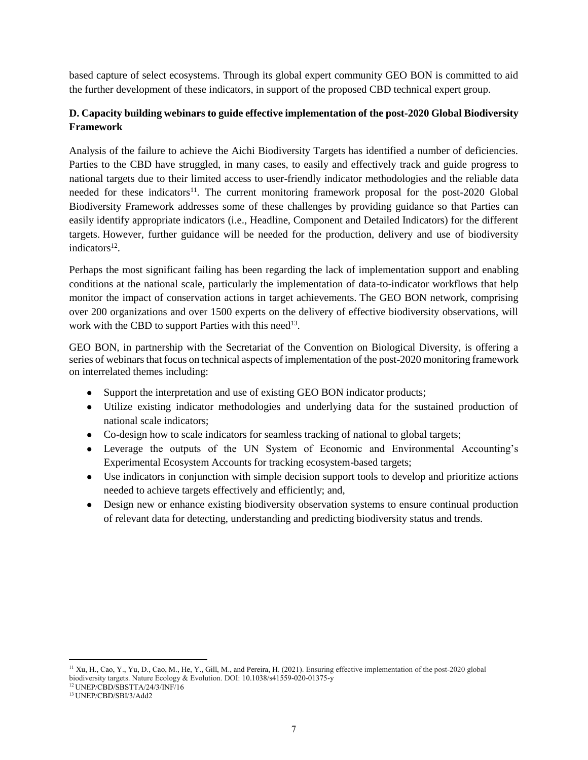based capture of select ecosystems. Through its global expert community GEO BON is committed to aid the further development of these indicators, in support of the proposed CBD technical expert group.

### D. Capacity building webinars to guide effective implementation of the post-2020 Global Biodiversity Framework

Analysis of the failure to achieve the Aichi Biodiversity Targets has identified a number of deficiencies. Parties to the CBD have struggled, in many cases, to easily and effectively track and guide progress to national targets due to their limited access to user-friendly indicator methodologies and the reliable data needed for these indicators[11]. The current monitoring framework proposal for the post-2020 Global Biodiversity Framework addresses some of these challenges by providing guidance so that Parties can easily identify appropriate indicators (i.e., Headline, Component and Detailed Indicators) for the different targets. However, further guidance will be needed for the production, delivery and use of biodiversity indicators[12].

Perhaps the most significant failing has been regarding the lack of implementation support and enabling conditions at the national scale, particularly the implementation of data-to-indicator workflows that help monitor the impact of conservation actions in target achievements. The GEO BON network, comprising over 200 organizations and over 1500 experts on the delivery of effective biodiversity observations, will work with the CBD to support Parties with this need[13].

GEO BON, in partnership with the Secretariat of the Convention on Biological Diversity, is offering a series of webinars that focus on technical aspects of implementation of the post-2020 monitoring framework on interrelated themes including:

- Support the interpretation and use of existing GEO BON indicator products;
- Utilize existing indicator methodologies and underlying data for the sustained production of national scale indicators;
- Co-design how to scale indicators for seamless tracking of national to global targets;
- Leverage the outputs of the UN System of Economic and Environmental Accounting's Experimental Ecosystem Accounts for tracking ecosystem-based targets;
- Use indicators in conjunction with simple decision support tools to develop and prioritize actions needed to achieve targets effectively and efficiently; and,
- Design new or enhance existing biodiversity observation systems to ensure continual production of relevant data for detecting, understanding and predicting biodiversity status and trends.

---

[11] Xu, H., Cao, Y., Yu, D., Cao, M., He, Y., Gill, M., and Pereira, H. (2021). Ensuring effective implementation of the post-2020 global biodiversity targets. Nature Ecology & Evolution. DOI: 10.1038/s41559-020-01375-y

[12] UNEP/CBD/SBSTTA/24/3/INF/16

[13] UNEP/CBD/SBI/3/Add2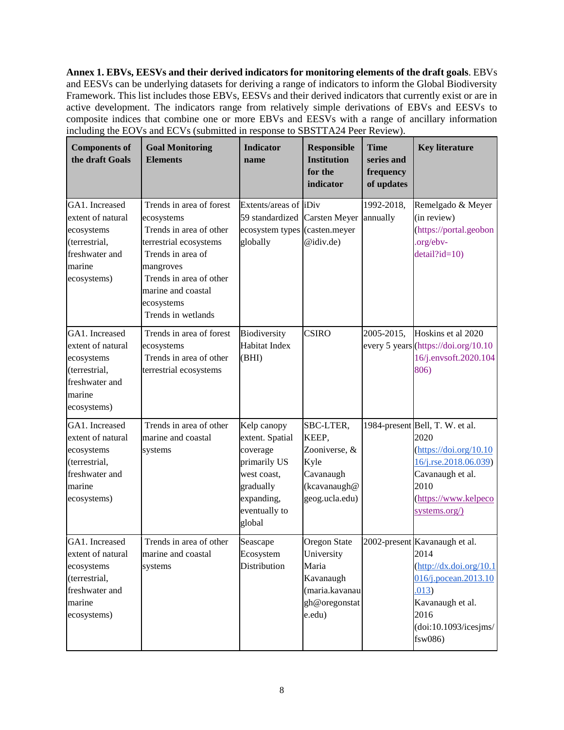**Annex 1. EBVs, EESVs and their derived indicators for monitoring elements of the draft goals**. EBVs and EESVs can be underlying datasets for deriving a range of indicators to inform the Global Biodiversity Framework. This list includes those EBVs, EESVs and their derived indicators that currently exist or are in active development. The indicators range from relatively simple derivations of EBVs and EESVs to composite indices that combine one or more EBVs and EESVs with a range of ancillary information including the EOVs and ECVs (submitted in response to SBSTTA24 Peer Review).

| Components of the draft Goals | Goal Monitoring Elements | Indicator name | Responsible Institution for the indicator | Time series and frequency of updates | Key literature |
|---|---|---|---|---|---|
| GA1. Increased extent of natural ecosystems (terrestrial, freshwater and marine ecosystems) | Trends in area of forest ecosystems<br>Trends in area of other terrestrial ecosystems<br>Trends in area of mangroves<br>Trends in area of other marine and coastal ecosystems<br>Trends in wetlands | Extents/areas of 59 standardized ecosystem types globally | iDiv Carsten Meyer (casten.meyer@idiv.de) | 1992-2018, annually | Remelgado & Meyer (in review) (https://portal.geobon.org/ebv-detail?id=10) |
| GA1. Increased extent of natural ecosystems (terrestrial, freshwater and marine ecosystems) | Trends in area of forest ecosystems<br>Trends in area of other terrestrial ecosystems | Biodiversity Habitat Index (BHI) | CSIRO | 2005-2015, every 5 years | Hoskins et al 2020 (https://doi.org/10.1016/j.envsoft.2020.104806) |
| GA1. Increased extent of natural ecosystems (terrestrial, freshwater and marine ecosystems) | Trends in area of other marine and coastal systems | Kelp canopy extent. Spatial coverage primarily US west coast, gradually expanding, eventually to global | SBC-LTER, KEEP, Zooniverse, & Kyle Cavanaugh (kcavanaugh@geog.ucla.edu) | 1984-present | Bell, T. W. et al. 2020 (https://doi.org/10.1016/j.rse.2018.06.039) Cavanaugh et al. 2010 (https://www.kelpecosystems.org/) |
| GA1. Increased extent of natural ecosystems (terrestrial, freshwater and marine ecosystems) | Trends in area of other marine and coastal systems | Seascape Ecosystem Distribution | Oregon State University Maria Kavanaugh (maria.kavanaugh@oregonstate.edu) | 2002-present | Kavanaugh et al. 2014 (http://dx.doi.org/10.1016/j.pocean.2013.10.013) Kavanaugh et al. 2016 (doi:10.1093/icesjms/fsw086) |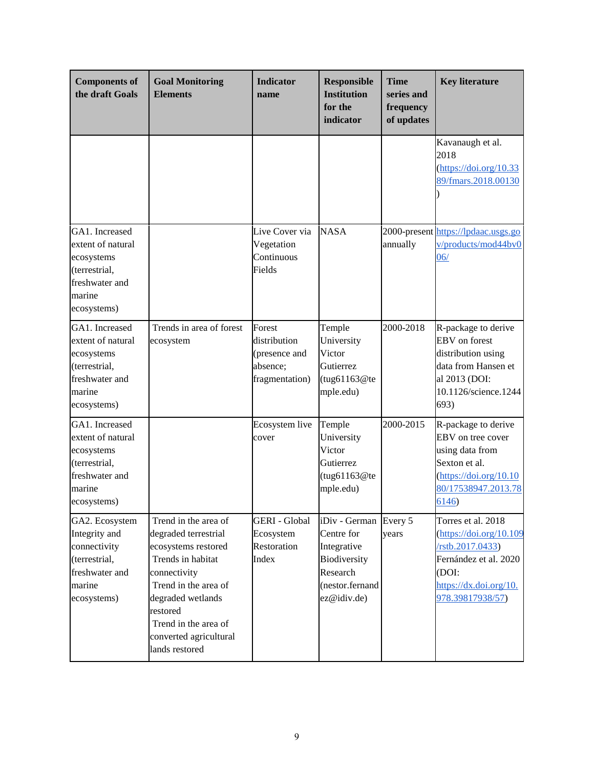| Components of the draft Goals | Goal Monitoring Elements | Indicator name | Responsible Institution for the indicator | Time series and frequency of updates | Key literature |
|---|---|---|---|---|---|
| | | | | | Kavanaugh et al. 2018 (https://doi.org/10.3389/fmars.2018.00130) |
| GA1. Increased extent of natural ecosystems (terrestrial, freshwater and marine ecosystems) | | Live Cover via Vegetation Continuous Fields | NASA | 2000-present annually | https://lpdaac.usgs.gov/products/mod44bv006/ |
| GA1. Increased extent of natural ecosystems (terrestrial, freshwater and marine ecosystems) | Trends in area of forest ecosystem | Forest distribution (presence and absence; fragmentation) | Temple University Victor Gutierrez (tug61163@temple.edu) | 2000-2018 | R-package to derive EBV on forest distribution using data from Hansen et al 2013 (DOI: 10.1126/science.1244693) |
| GA1. Increased extent of natural ecosystems (terrestrial, freshwater and marine ecosystems) | | Ecosystem live cover | Temple University Victor Gutierrez (tug61163@temple.edu) | 2000-2015 | R-package to derive EBV on tree cover using data from Sexton et al. (https://doi.org/10.1080/17538947.2013.786146) |
| GA2. Ecosystem Integrity and connectivity (terrestrial, freshwater and marine ecosystems) | Trend in the area of degraded terrestrial ecosystems restored<br>Trends in habitat connectivity<br>Trend in the area of degraded wetlands restored<br>Trend in the area of converted agricultural lands restored | GERI - Global Ecosystem Restoration Index | iDiv - German Centre for Integrative Biodiversity Research (nestor.fernandez@idiv.de) | Every 5 years | Torres et al. 2018 (https://doi.org/10.109/rstb.2017.0433) Fernández et al. 2020 (DOI: https://dx.doi.org/10.978.39817938/57) |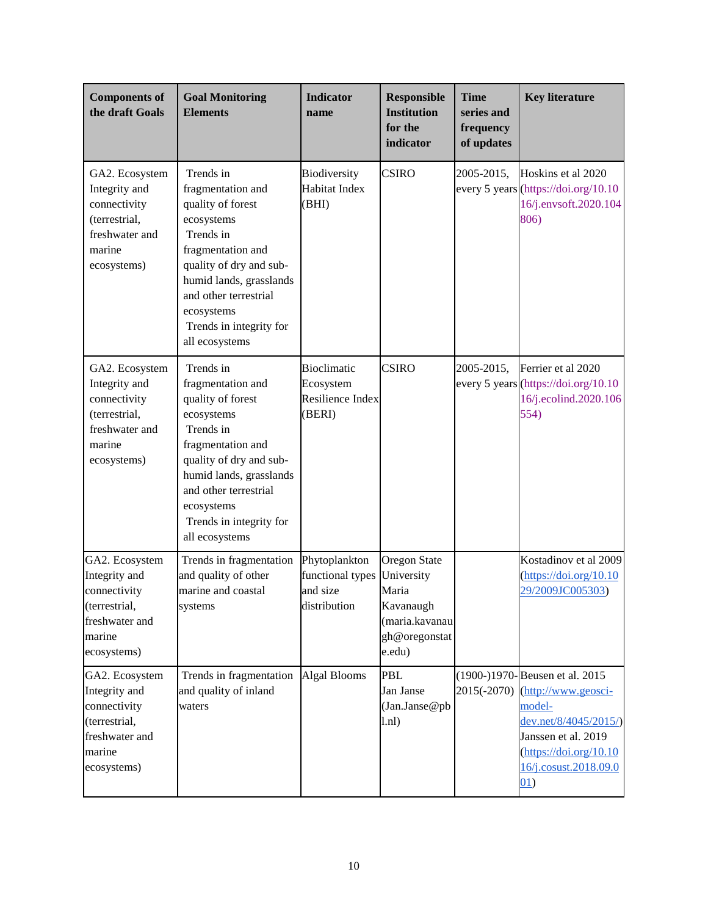| Components of the draft Goals | Goal Monitoring Elements | Indicator name | Responsible Institution for the indicator | Time series and frequency of updates | Key literature |
|---|---|---|---|---|---|
| GA2. Ecosystem Integrity and connectivity (terrestrial, freshwater and marine ecosystems) | Trends in fragmentation and quality of forest ecosystems<br>Trends in fragmentation and quality of dry and sub-humid lands, grasslands and other terrestrial ecosystems<br>Trends in integrity for all ecosystems | Biodiversity Habitat Index (BHI) | CSIRO | 2005-2015, every 5 years | Hoskins et al 2020 (https://doi.org/10.1016/j.envsoft.2020.104806) |
| GA2. Ecosystem Integrity and connectivity (terrestrial, freshwater and marine ecosystems) | Trends in fragmentation and quality of forest ecosystems<br>Trends in fragmentation and quality of dry and sub-humid lands, grasslands and other terrestrial ecosystems<br>Trends in integrity for all ecosystems | Bioclimatic Ecosystem Resilience Index (BERI) | CSIRO | 2005-2015, every 5 years | Ferrier et al 2020 (https://doi.org/10.1016/j.ecolind.2020.106554) |
| GA2. Ecosystem Integrity and connectivity (terrestrial, freshwater and marine ecosystems) | Trends in fragmentation and quality of other marine and coastal systems | Phytoplankton functional types and size distribution | Oregon State University Maria Kavanaugh (maria.kavanaugh@oregonstate.edu) | | Kostadinov et al 2009 (https://doi.org/10.1029/2009JC005303) |
| GA2. Ecosystem Integrity and connectivity (terrestrial, freshwater and marine ecosystems) | Trends in fragmentation and quality of inland waters | Algal Blooms | PBL Jan Janse (Jan.Janse@pbl.nl) | (1900-)1970-2015(-2070) | Beusen et al. 2015 (http://www.geosci-model-dev.net/8/4045/2015/) Janssen et al. 2019 (https://doi.org/10.1016/j.cosust.2018.09.001) |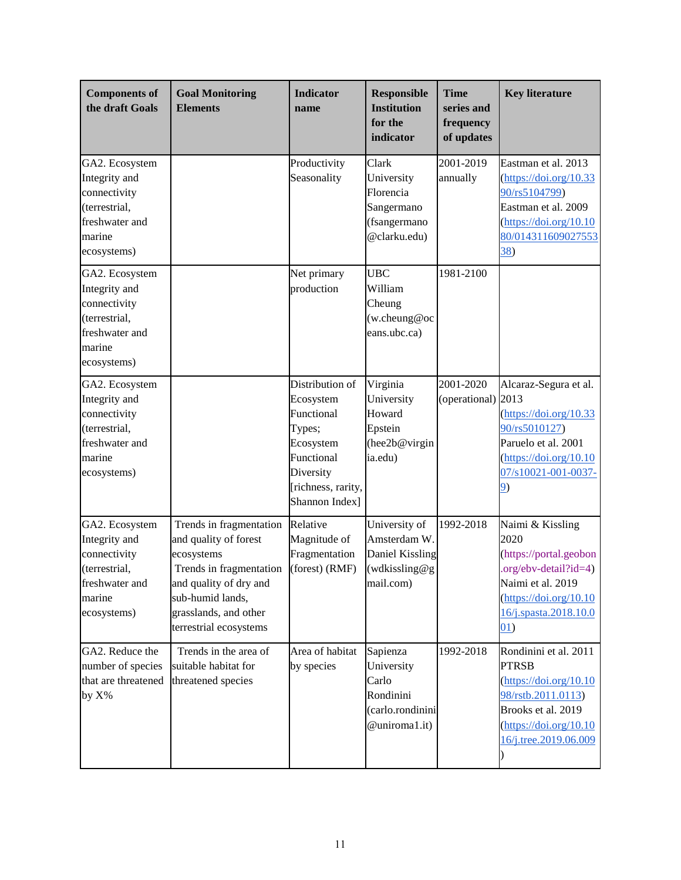| Components of the draft Goals | Goal Monitoring Elements | Indicator name | Responsible Institution for the indicator | Time series and frequency of updates | Key literature |
|---|---|---|---|---|---|
| GA2. Ecosystem Integrity and connectivity (terrestrial, freshwater and marine ecosystems) | | Productivity Seasonality | Clark University Florencia Sangermano (fsangermano@clarku.edu) | 2001-2019 annually | Eastman et al. 2013 (https://doi.org/10.3390/rs5104799) Eastman et al. 2009 (https://doi.org/10.1080/01431160902755338) |
| GA2. Ecosystem Integrity and connectivity (terrestrial, freshwater and marine ecosystems) | | Net primary production | UBC William Cheung (w.cheung@oceans.ubc.ca) | 1981-2100 | |
| GA2. Ecosystem Integrity and connectivity (terrestrial, freshwater and marine ecosystems) | | Distribution of Ecosystem Functional Types; Ecosystem Functional Diversity [richness, rarity, Shannon Index] | Virginia University Howard Epstein (hee2b@virginia.edu) | 2001-2020 (operational) | Alcaraz-Segura et al. 2013 (https://doi.org/10.3390/rs5010127) Paruelo et al. 2001 (https://doi.org/10.1007/s10021-001-0037-9) |
| GA2. Ecosystem Integrity and connectivity (terrestrial, freshwater and marine ecosystems) | Trends in fragmentation and quality of forest ecosystems<br>Trends in fragmentation and quality of dry and sub-humid lands, grasslands, and other terrestrial ecosystems | Relative Magnitude of Fragmentation (forest) (RMF) | University of Amsterdam W. Daniel Kissling (wdkissling@gmail.com) | 1992-2018 | Naimi & Kissling 2020 (https://portal.geobon.org/ebv-detail?id=4) Naimi et al. 2019 (https://doi.org/10.1016/j.spasta.2018.10.001) |
| GA2. Reduce the number of species that are threatened by X% | Trends in the area of suitable habitat for threatened species | Area of habitat by species | Sapienza University Carlo Rondinini (carlo.rondinini@uniroma1.it) | 1992-2018 | Rondinini et al. 2011 PTRSB (https://doi.org/10.1098/rstb.2011.0113) Brooks et al. 2019 (https://doi.org/10.1016/j.tree.2019.06.009) |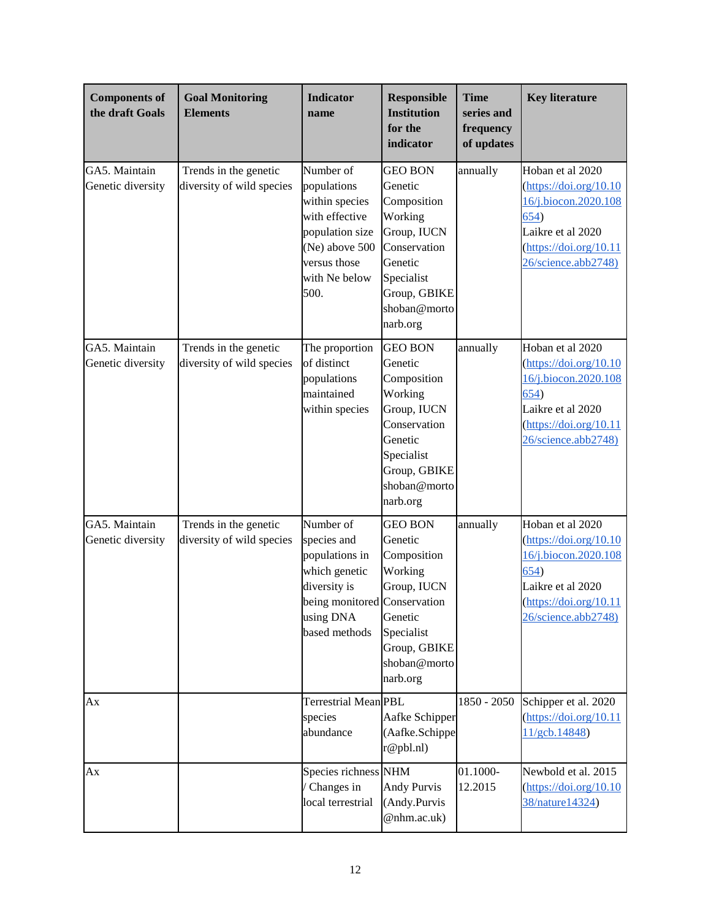| Components of the draft Goals | Goal Monitoring Elements | Indicator name | Responsible Institution for the indicator | Time series and frequency of updates | Key literature |
|---|---|---|---|---|---|
| GA5. Maintain Genetic diversity | Trends in the genetic diversity of wild species | Number of populations within species with effective population size (Ne) above 500 versus those with Ne below 500. | GEO BON Genetic Composition Working Group, IUCN Conservation Genetic Specialist Group, GBIKE shoban@mortonarb.org | annually | Hoban et al 2020 (https://doi.org/10.1016/j.biocon.2020.108654) Laikre et al 2020 (https://doi.org/10.1126/science.abb2748) |
| GA5. Maintain Genetic diversity | Trends in the genetic diversity of wild species | The proportion of distinct populations maintained within species | GEO BON Genetic Composition Working Group, IUCN Conservation Genetic Specialist Group, GBIKE shoban@mortonarb.org | annually | Hoban et al 2020 (https://doi.org/10.1016/j.biocon.2020.108654) Laikre et al 2020 (https://doi.org/10.1126/science.abb2748) |
| GA5. Maintain Genetic diversity | Trends in the genetic diversity of wild species | Number of species and populations in which genetic diversity is being monitored using DNA based methods | GEO BON Genetic Composition Working Group, IUCN Conservation Genetic Specialist Group, GBIKE shoban@mortonarb.org | annually | Hoban et al 2020 (https://doi.org/10.1016/j.biocon.2020.108654) Laikre et al 2020 (https://doi.org/10.1126/science.abb2748) |
| Ax | | Terrestrial Mean species abundance | PBL Aafke Schipper (Aafke.Schipper@pbl.nl) | 1850 - 2050 | Schipper et al. 2020 (https://doi.org/10.1111/gcb.14848) |
| Ax | | Species richness / Changes in local terrestrial | NHM Andy Purvis (Andy.Purvis@nhm.ac.uk) | 01.1000-12.2015 | Newbold et al. 2015 (https://doi.org/10.1038/nature14324) |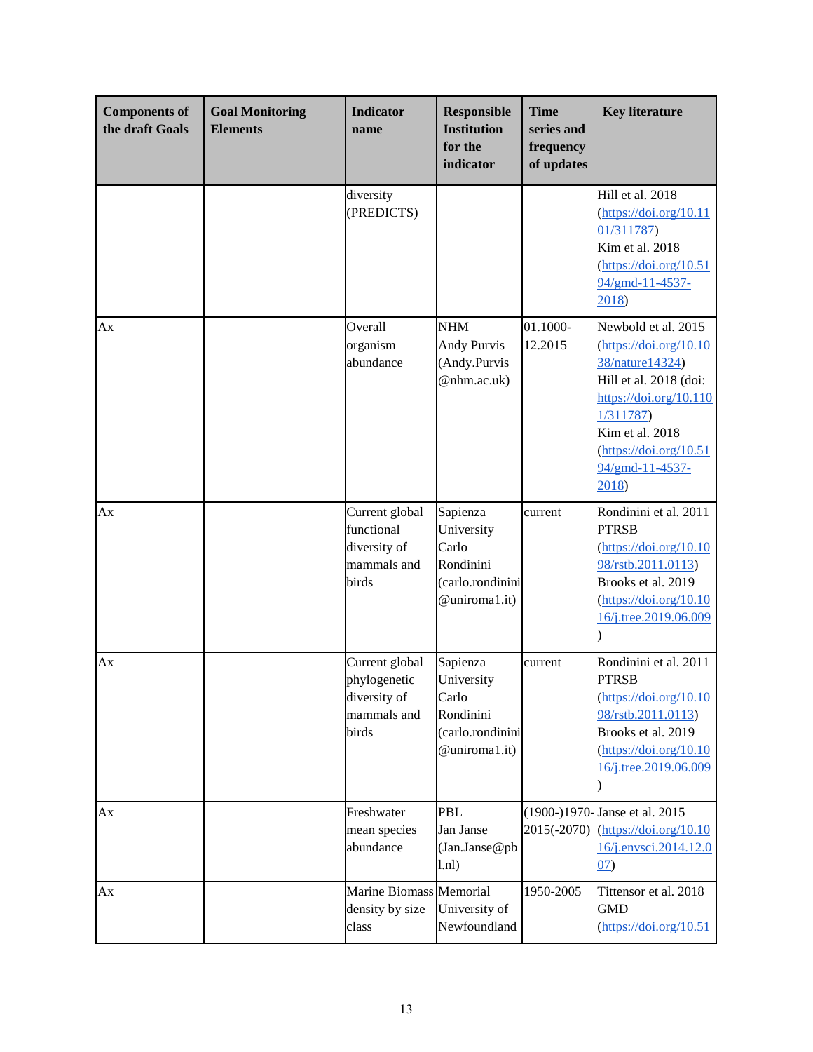| Components of the draft Goals | Goal Monitoring Elements | Indicator name | Responsible Institution for the indicator | Time series and frequency of updates | Key literature |
|---|---|---|---|---|---|
| | | diversity (PREDICTS) | | | Hill et al. 2018 (https://doi.org/10.1101/311787) Kim et al. 2018 (https://doi.org/10.5194/gmd-11-4537-2018) |
| Ax | | Overall organism abundance | NHM Andy Purvis (Andy.Purvis@nhm.ac.uk) | 01.1000-12.2015 | Newbold et al. 2015 (https://doi.org/10.1038/nature14324) Hill et al. 2018 (doi: https://doi.org/10.1101/311787) Kim et al. 2018 (https://doi.org/10.5194/gmd-11-4537-2018) |
| Ax | | Current global functional diversity of mammals and birds | Sapienza University Carlo Rondinini (carlo.rondinini@uniroma1.it) | current | Rondinini et al. 2011 PTRSB (https://doi.org/10.1098/rstb.2011.0113) Brooks et al. 2019 (https://doi.org/10.1016/j.tree.2019.06.009) |
| Ax | | Current global phylogenetic diversity of mammals and birds | Sapienza University Carlo Rondinini (carlo.rondinini@uniroma1.it) | current | Rondinini et al. 2011 PTRSB (https://doi.org/10.1098/rstb.2011.0113) Brooks et al. 2019 (https://doi.org/10.1016/j.tree.2019.06.009) |
| Ax | | Freshwater mean species abundance | PBL Jan Janse (Jan.Janse@pbl.nl) | (1900-)1970-2015(-2070) | Janse et al. 2015 (https://doi.org/10.1016/j.envsci.2014.12.007) |
| Ax | | Marine Biomass density by size class | Memorial University of Newfoundland | 1950-2005 | Tittensor et al. 2018 GMD (https://doi.org/10.51 |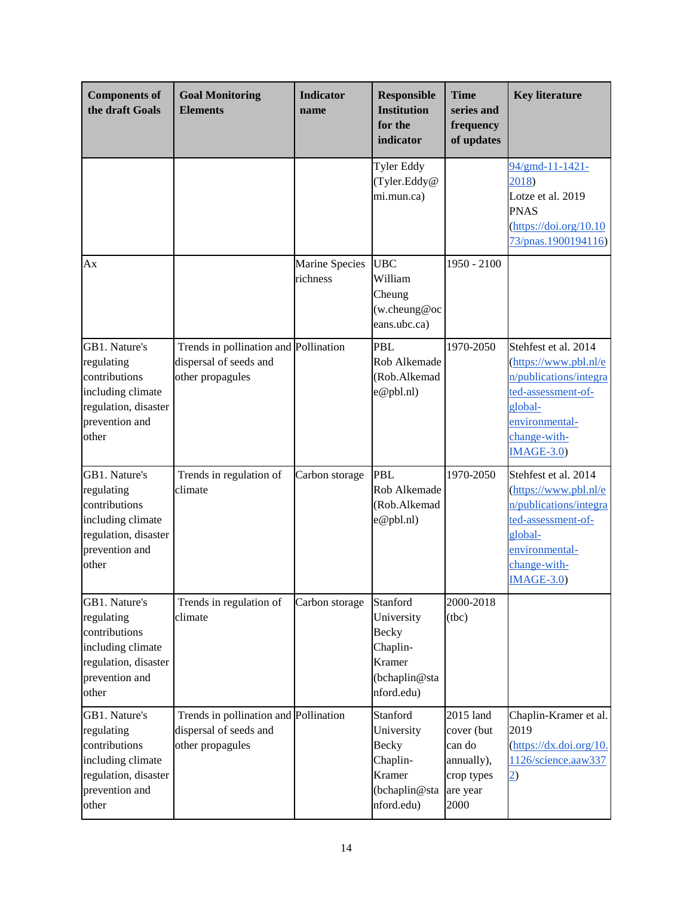| Components of the draft Goals | Goal Monitoring Elements | Indicator name | Responsible Institution for the indicator | Time series and frequency of updates | Key literature |
|---|---|---|---|---|---|
| | | | Tyler Eddy (Tyler.Eddy@mi.mun.ca) | | 94/gmd-11-1421-2018) Lotze et al. 2019 PNAS (https://doi.org/10.1073/pnas.1900194116) |
| Ax | | Marine Species richness | UBC William Cheung (w.cheung@oceans.ubc.ca) | 1950 - 2100 | |
| GB1. Nature's regulating contributions including climate regulation, disaster prevention and other | Trends in pollination and dispersal of seeds and other propagules | Pollination | PBL Rob Alkemade (Rob.Alkemade@pbl.nl) | 1970-2050 | Stehfest et al. 2014 (https://www.pbl.nl/en/publications/integrated-assessment-of-global-environmental-change-with-IMAGE-3.0) |
| GB1. Nature's regulating contributions including climate regulation, disaster prevention and other | Trends in regulation of climate | Carbon storage | PBL Rob Alkemade (Rob.Alkemade@pbl.nl) | 1970-2050 | Stehfest et al. 2014 (https://www.pbl.nl/en/publications/integrated-assessment-of-global-environmental-change-with-IMAGE-3.0) |
| GB1. Nature's regulating contributions including climate regulation, disaster prevention and other | Trends in regulation of climate | Carbon storage | Stanford University Becky Chaplin-Kramer (bchaplin@stanford.edu) | 2000-2018 (tbc) | |
| GB1. Nature's regulating contributions including climate regulation, disaster prevention and other | Trends in pollination and dispersal of seeds and other propagules | Pollination | Stanford University Becky Chaplin-Kramer (bchaplin@stanford.edu) | 2015 land cover (but can do annually), crop types are year 2000 | Chaplin-Kramer et al. 2019 (https://dx.doi.org/10.1126/science.aaw3372) |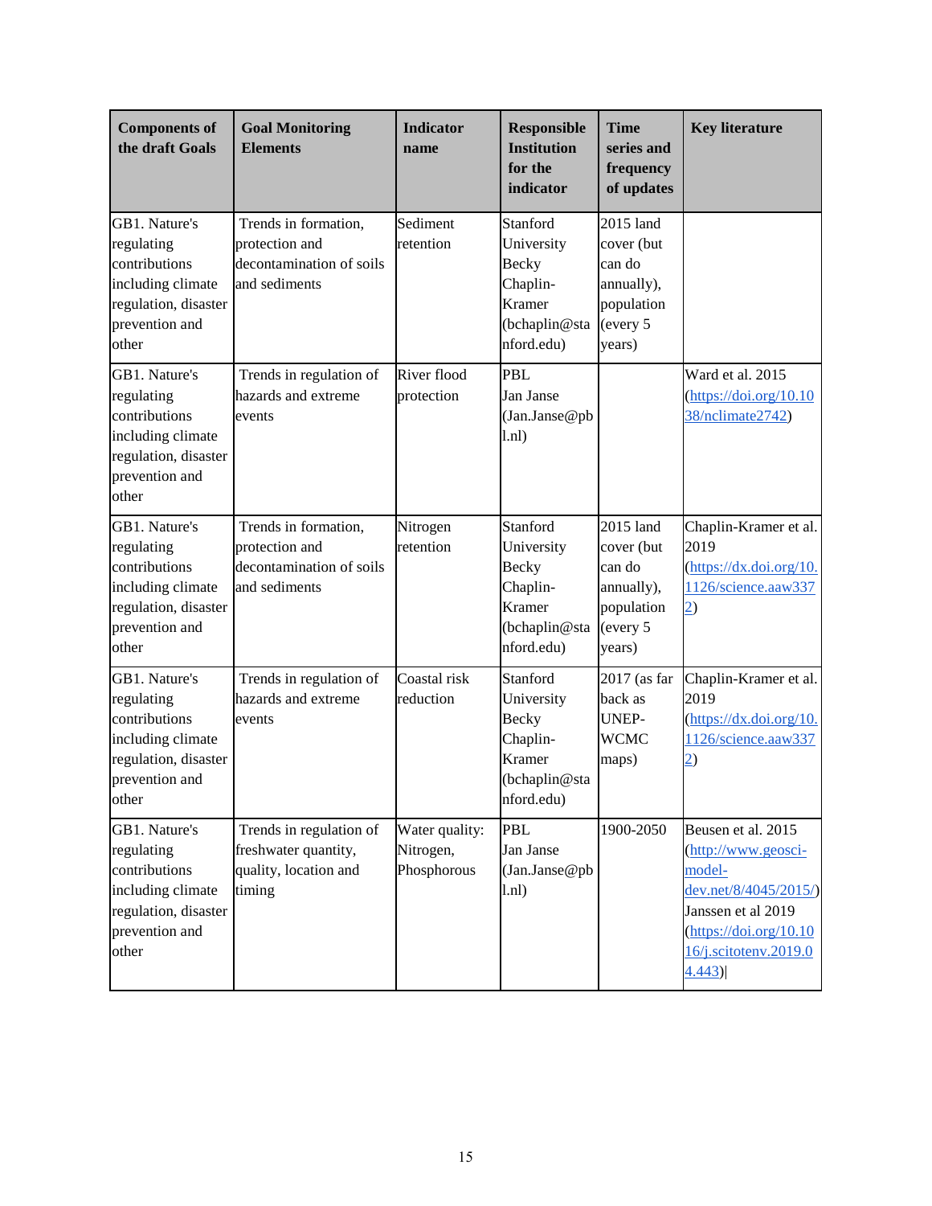| Components of the draft Goals | Goal Monitoring Elements | Indicator name | Responsible Institution for the indicator | Time series and frequency of updates | Key literature |
|---|---|---|---|---|---|
| GB1. Nature's regulating contributions including climate regulation, disaster prevention and other | Trends in formation, protection and decontamination of soils and sediments | Sediment retention | Stanford University Becky Chaplin-Kramer (bchaplin@stanford.edu) | 2015 land cover (but can do annually), population (every 5 years) | |
| GB1. Nature's regulating contributions including climate regulation, disaster prevention and other | Trends in regulation of hazards and extreme events | River flood protection | PBL Jan Janse (Jan.Janse@pbl.nl) | | Ward et al. 2015 (https://doi.org/10.1038/nclimate2742) |
| GB1. Nature's regulating contributions including climate regulation, disaster prevention and other | Trends in formation, protection and decontamination of soils and sediments | Nitrogen retention | Stanford University Becky Chaplin-Kramer (bchaplin@stanford.edu) | 2015 land cover (but can do annually), population (every 5 years) | Chaplin-Kramer et al. 2019 (https://dx.doi.org/10.1126/science.aaw3372) |
| GB1. Nature's regulating contributions including climate regulation, disaster prevention and other | Trends in regulation of hazards and extreme events | Coastal risk reduction | Stanford University Becky Chaplin-Kramer (bchaplin@stanford.edu) | 2017 (as far back as UNEP-WCMC maps) | Chaplin-Kramer et al. 2019 (https://dx.doi.org/10.1126/science.aaw3372) |
| GB1. Nature's regulating contributions including climate regulation, disaster prevention and other | Trends in regulation of freshwater quantity, quality, location and timing | Water quality: Nitrogen, Phosphorous | PBL Jan Janse (Jan.Janse@pbl.nl) | 1900-2050 | Beusen et al. 2015 (http://www.geosci-model-dev.net/8/4045/2015/) Janssen et al 2019 (https://doi.org/10.1016/j.scitotenv.2019.04.443) |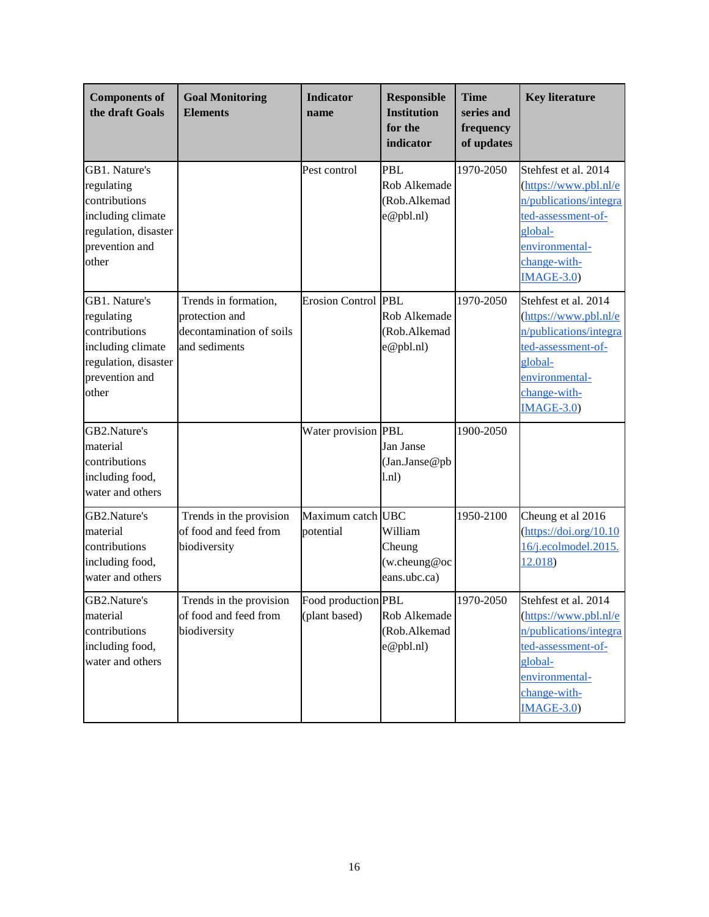| Components of the draft Goals | Goal Monitoring Elements | Indicator name | Responsible Institution for the indicator | Time series and frequency of updates | Key literature |
|---|---|---|---|---|---|
| GB1. Nature's regulating contributions including climate regulation, disaster prevention and other | | Pest control | PBL Rob Alkemade (Rob.Alkemade@pbl.nl) | 1970-2050 | Stehfest et al. 2014 (https://www.pbl.nl/en/publications/integrated-assessment-of-global-environmental-change-with-IMAGE-3.0) |
| GB1. Nature's regulating contributions including climate regulation, disaster prevention and other | Trends in formation, protection and decontamination of soils and sediments | Erosion Control | PBL Rob Alkemade (Rob.Alkemade@pbl.nl) | 1970-2050 | Stehfest et al. 2014 (https://www.pbl.nl/en/publications/integrated-assessment-of-global-environmental-change-with-IMAGE-3.0) |
| GB2.Nature's material contributions including food, water and others | | Water provision | PBL Jan Janse (Jan.Janse@pbl.nl) | 1900-2050 | |
| GB2.Nature's material contributions including food, water and others | Trends in the provision of food and feed from biodiversity | Maximum catch potential | UBC William Cheung (w.cheung@oceans.ubc.ca) | 1950-2100 | Cheung et al 2016 (https://doi.org/10.1016/j.ecolmodel.2015.12.018) |
| GB2.Nature's material contributions including food, water and others | Trends in the provision of food and feed from biodiversity | Food production (plant based) | PBL Rob Alkemade (Rob.Alkemade@pbl.nl) | 1970-2050 | Stehfest et al. 2014 (https://www.pbl.nl/en/publications/integrated-assessment-of-global-environmental-change-with-IMAGE-3.0) |